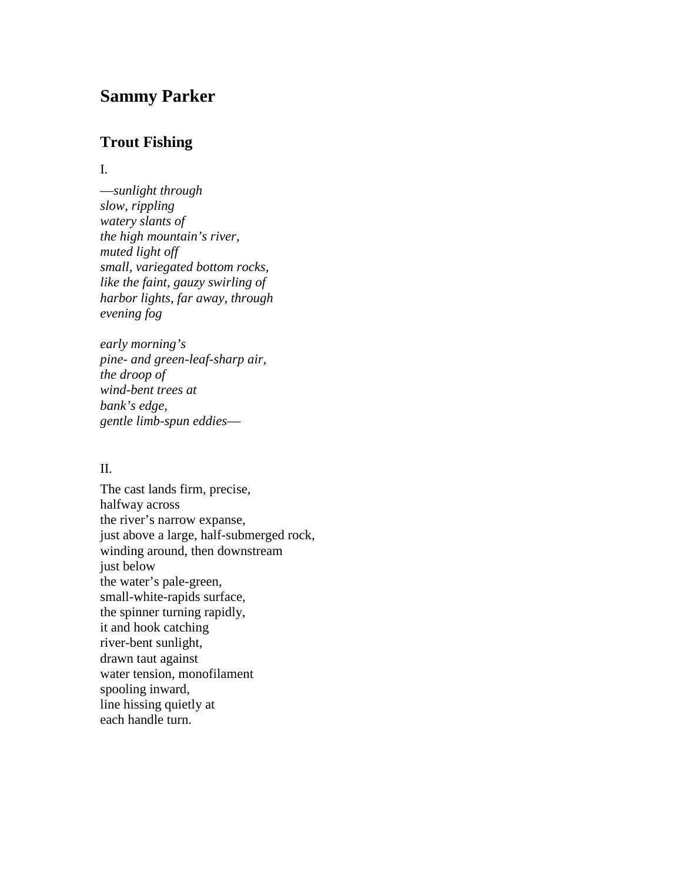# Sammy Parker

## Trout Fishing

I.

*—sunlight through*
*slow, rippling*
*watery slants of*
*the high mountain's river,*
*muted light off*
*small, variegated bottom rocks,*
*like the faint, gauzy swirling of*
*harbor lights, far away, through*
*evening fog*

*early morning's*
*pine- and green-leaf-sharp air,*
*the droop of*
*wind-bent trees at*
*bank's edge,*
*gentle limb-spun eddies—*

II.

The cast lands firm, precise,
halfway across
the river's narrow expanse,
just above a large, half-submerged rock,
winding around, then downstream
just below
the water's pale-green,
small-white-rapids surface,
the spinner turning rapidly,
it and hook catching
river-bent sunlight,
drawn taut against
water tension, monofilament
spooling inward,
line hissing quietly at
each handle turn.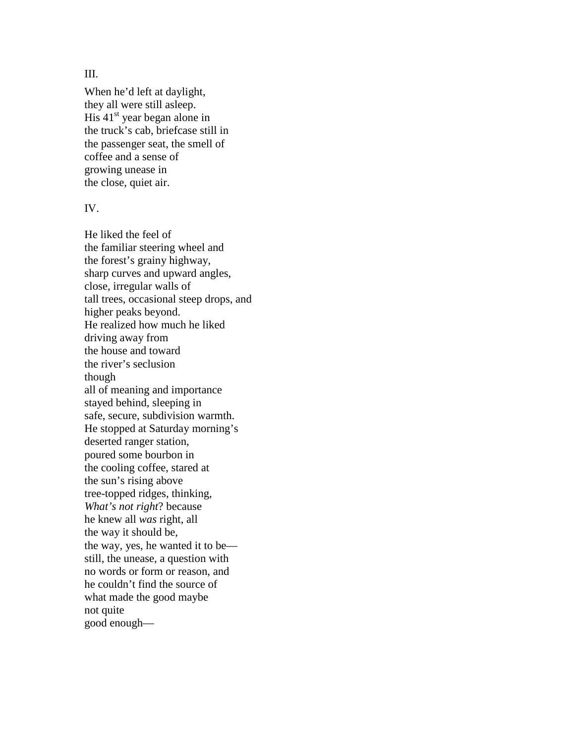III.

When he'd left at daylight,  
they all were still asleep.  
His 41st year began alone in  
the truck's cab, briefcase still in  
the passenger seat, the smell of  
coffee and a sense of  
growing unease in  
the close, quiet air.

IV.

He liked the feel of  
the familiar steering wheel and  
the forest's grainy highway,  
sharp curves and upward angles,  
close, irregular walls of  
tall trees, occasional steep drops, and  
higher peaks beyond.  
He realized how much he liked  
driving away from  
the house and toward  
the river's seclusion  
though  
all of meaning and importance  
stayed behind, sleeping in  
safe, secure, subdivision warmth.  
He stopped at Saturday morning's  
deserted ranger station,  
poured some bourbon in  
the cooling coffee, stared at  
the sun's rising above  
tree-topped ridges, thinking,  
*What's not right*? because  
he knew all *was* right, all  
the way it should be,  
the way, yes, he wanted it to be—  
still, the unease, a question with  
no words or form or reason, and  
he couldn't find the source of  
what made the good maybe  
not quite  
good enough—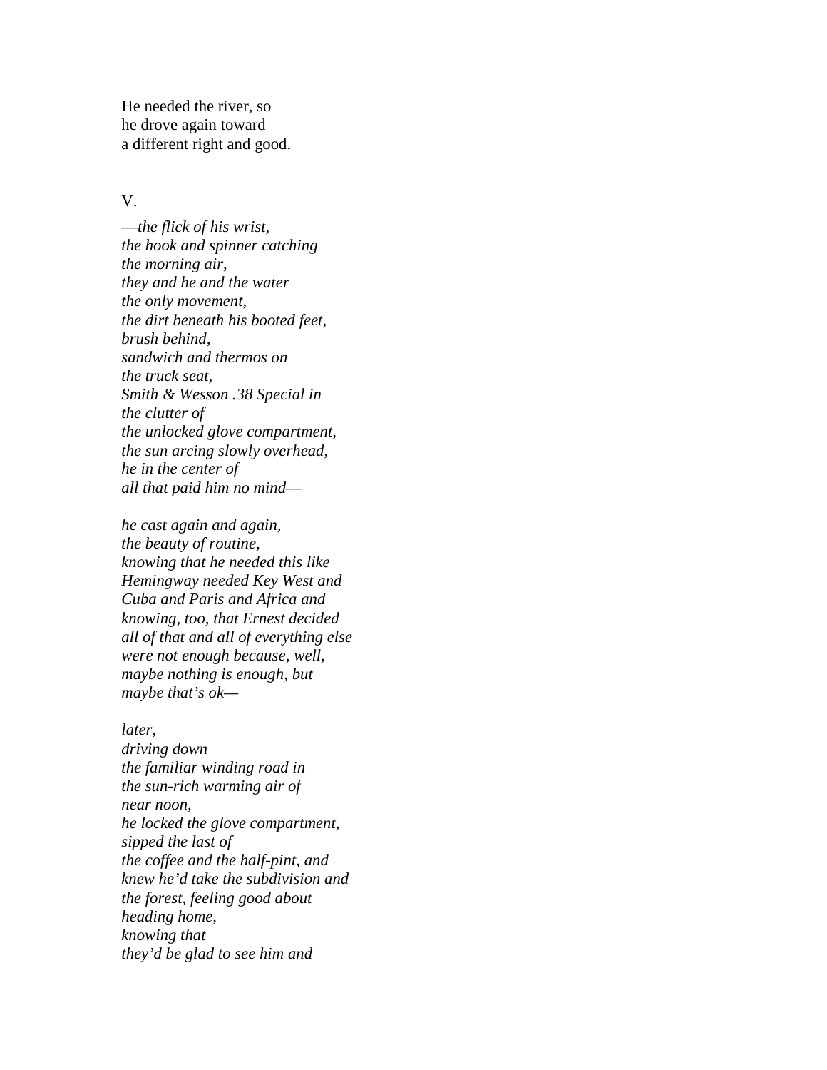He needed the river, so
he drove again toward
a different right and good.

V.

*—the flick of his wrist,*
*the hook and spinner catching*
*the morning air,*
*they and he and the water*
*the only movement,*
*the dirt beneath his booted feet,*
*brush behind,*
*sandwich and thermos on*
*the truck seat,*
*Smith & Wesson .38 Special in*
*the clutter of*
*the unlocked glove compartment,*
*the sun arcing slowly overhead,*
*he in the center of*
*all that paid him no mind—*

*he cast again and again,*
*the beauty of routine,*
*knowing that he needed this like*
*Hemingway needed Key West and*
*Cuba and Paris and Africa and*
*knowing, too, that Ernest decided*
*all of that and all of everything else*
*were not enough because, well,*
*maybe nothing is enough, but*
*maybe that's ok—*

*later,*
*driving down*
*the familiar winding road in*
*the sun-rich warming air of*
*near noon,*
*he locked the glove compartment,*
*sipped the last of*
*the coffee and the half-pint, and*
*knew he'd take the subdivision and*
*the forest, feeling good about*
*heading home,*
*knowing that*
*they'd be glad to see him and*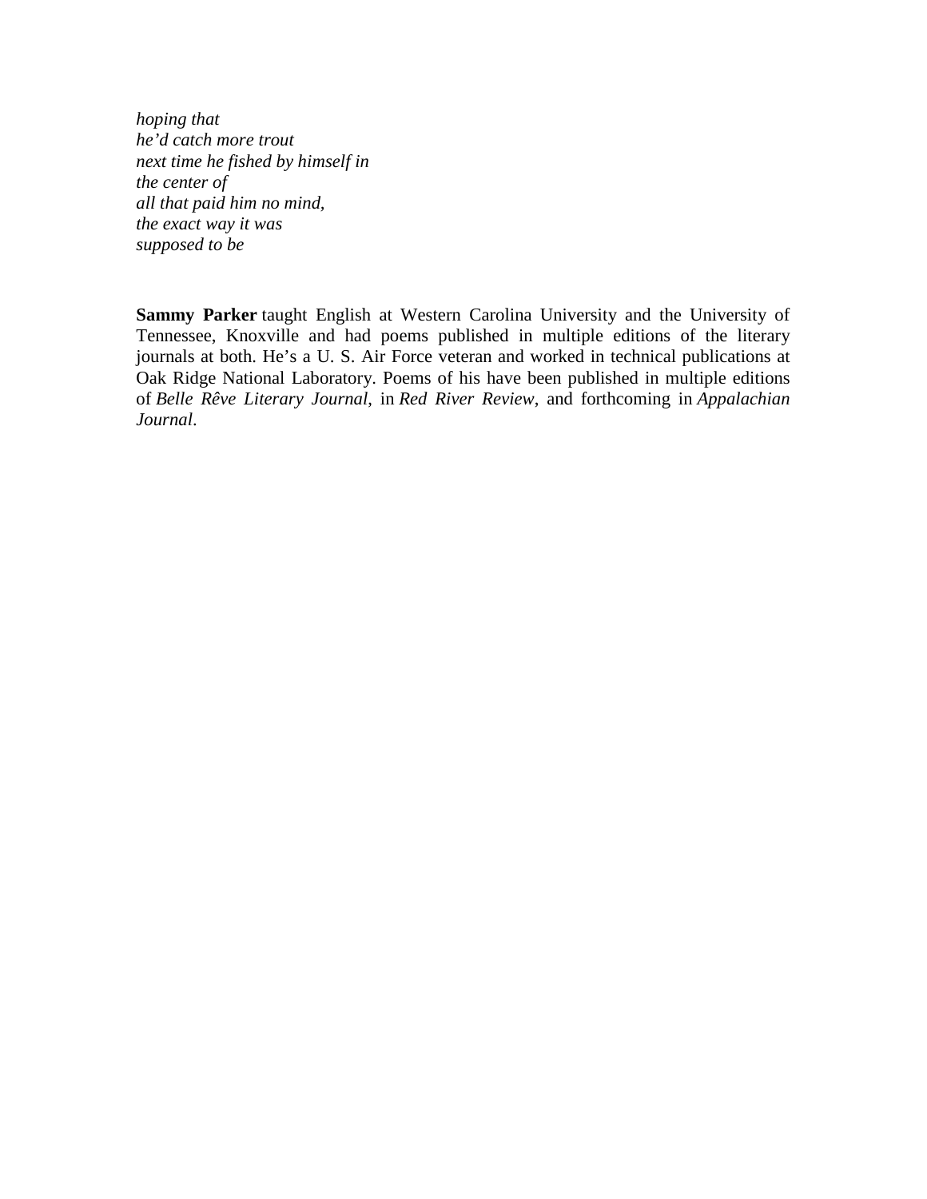*hoping that*
*he'd catch more trout*
*next time he fished by himself in*
*the center of*
*all that paid him no mind,*
*the exact way it was*
*supposed to be*

**Sammy Parker** taught English at Western Carolina University and the University of Tennessee, Knoxville and had poems published in multiple editions of the literary journals at both. He's a U. S. Air Force veteran and worked in technical publications at Oak Ridge National Laboratory. Poems of his have been published in multiple editions of *Belle Rêve Literary Journal*, in *Red River Review*, and forthcoming in *Appalachian Journal*.